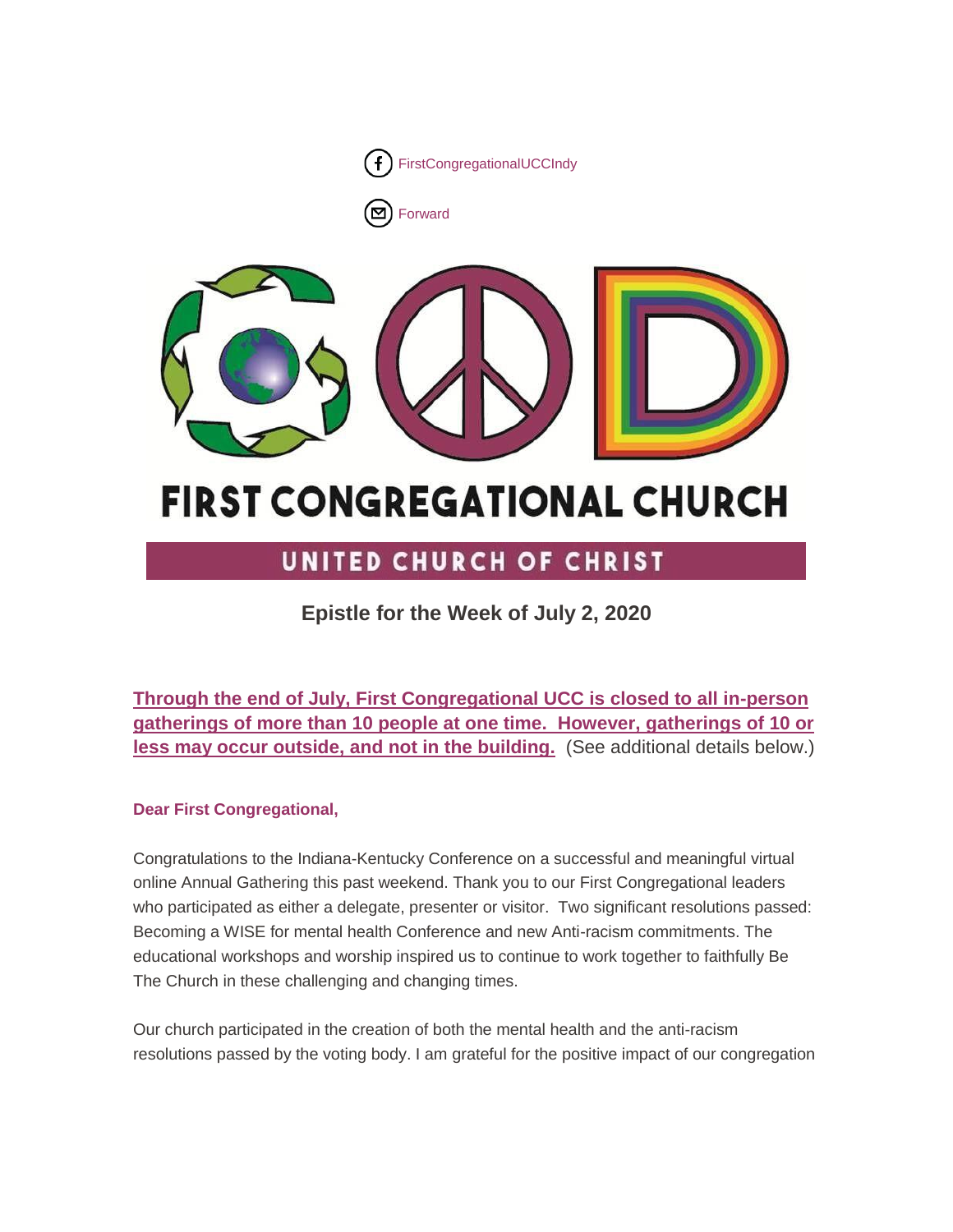FirstCongregationalUCCIndy

Forward

# FIRST CONGREGATIONAL CHURCH

## UNITED CHURCH OF CHRIST

### Epistle for the Week of July 2, 2020

**Through the end of July, First Congregational UCC is closed to all in-person gatherings of more than 10 people at one time. However, gatherings of 10 or less may occur outside, and not in the building.** (See additional details below.)

**Dear First Congregational,**

Congratulations to the Indiana-Kentucky Conference on a successful and meaningful virtual online Annual Gathering this past weekend. Thank you to our First Congregational leaders who participated as either a delegate, presenter or visitor. Two significant resolutions passed: Becoming a WISE for mental health Conference and new Anti-racism commitments. The educational workshops and worship inspired us to continue to work together to faithfully Be The Church in these challenging and changing times.

Our church participated in the creation of both the mental health and the anti-racism resolutions passed by the voting body. I am grateful for the positive impact of our congregation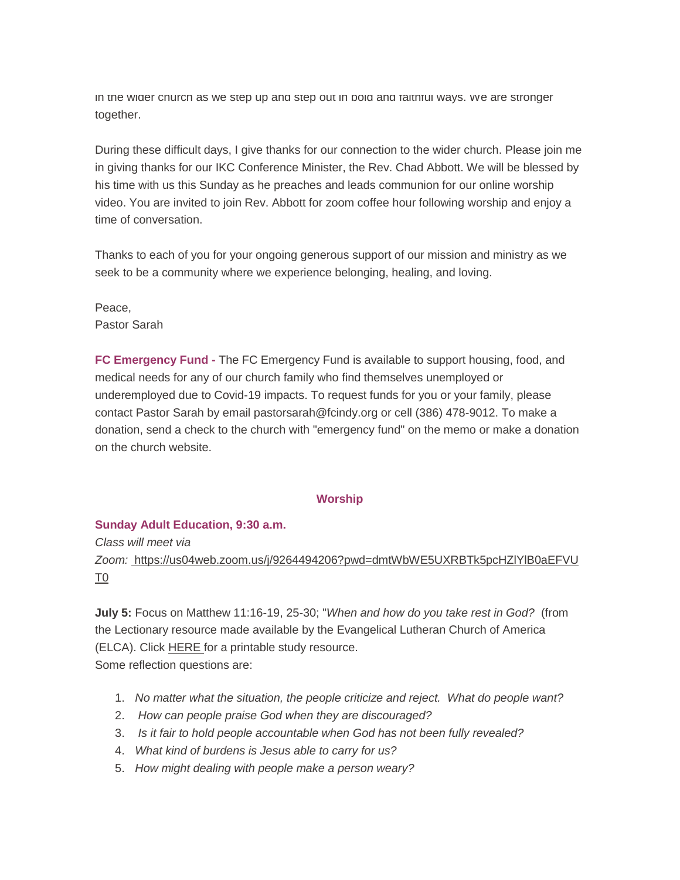in the wider church as we step up and step out in bold and faithful ways. We are stronger together.

During these difficult days, I give thanks for our connection to the wider church. Please join me in giving thanks for our IKC Conference Minister, the Rev. Chad Abbott. We will be blessed by his time with us this Sunday as he preaches and leads communion for our online worship video. You are invited to join Rev. Abbott for zoom coffee hour following worship and enjoy a time of conversation.

Thanks to each of you for your ongoing generous support of our mission and ministry as we seek to be a community where we experience belonging, healing, and loving.

Peace,
Pastor Sarah

**FC Emergency Fund -** The FC Emergency Fund is available to support housing, food, and medical needs for any of our church family who find themselves unemployed or underemployed due to Covid-19 impacts. To request funds for you or your family, please contact Pastor Sarah by email pastorsarah@fcindy.org or cell (386) 478-9012. To make a donation, send a check to the church with "emergency fund" on the memo or make a donation on the church website.

## Worship

**Sunday Adult Education, 9:30 a.m.**

*Class will meet via Zoom:* https://us04web.zoom.us/j/9264494206?pwd=dmtWbWE5UXRBTk5pcHZlYlB0aEFVUT0

**July 5:** Focus on Matthew 11:16-19, 25-30; "*When and how do you take rest in God?* (from the Lectionary resource made available by the Evangelical Lutheran Church of America (ELCA). Click HERE for a printable study resource.
Some reflection questions are:

1. *No matter what the situation, the people criticize and reject. What do people want?*
2. *How can people praise God when they are discouraged?*
3. *Is it fair to hold people accountable when God has not been fully revealed?*
4. *What kind of burdens is Jesus able to carry for us?*
5. *How might dealing with people make a person weary?*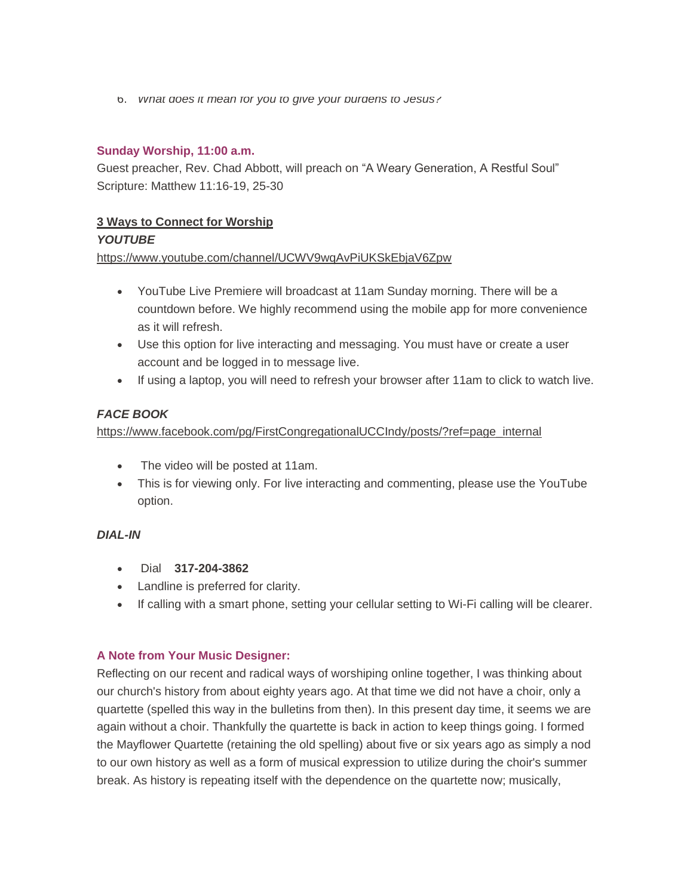6. *What does it mean for you to give your burdens to Jesus?*

**Sunday Worship, 11:00 a.m.**

Guest preacher, Rev. Chad Abbott, will preach on "A Weary Generation, A Restful Soul"
Scripture: Matthew 11:16-19, 25-30

**3 Ways to Connect for Worship**

***YOUTUBE***

https://www.youtube.com/channel/UCWV9wqAvPiUKSkEbjaV6Zpw

- YouTube Live Premiere will broadcast at 11am Sunday morning. There will be a countdown before. We highly recommend using the mobile app for more convenience as it will refresh.
- Use this option for live interacting and messaging. You must have or create a user account and be logged in to message live.
- If using a laptop, you will need to refresh your browser after 11am to click to watch live.

***FACE BOOK***

https://www.facebook.com/pg/FirstCongregationalUCCIndy/posts/?ref=page_internal

- The video will be posted at 11am.
- This is for viewing only. For live interacting and commenting, please use the YouTube option.

***DIAL-IN***

- Dial **317-204-3862**
- Landline is preferred for clarity.
- If calling with a smart phone, setting your cellular setting to Wi-Fi calling will be clearer.

**A Note from Your Music Designer:**

Reflecting on our recent and radical ways of worshiping online together, I was thinking about our church's history from about eighty years ago. At that time we did not have a choir, only a quartette (spelled this way in the bulletins from then). In this present day time, it seems we are again without a choir. Thankfully the quartette is back in action to keep things going. I formed the Mayflower Quartette (retaining the old spelling) about five or six years ago as simply a nod to our own history as well as a form of musical expression to utilize during the choir's summer break. As history is repeating itself with the dependence on the quartette now; musically,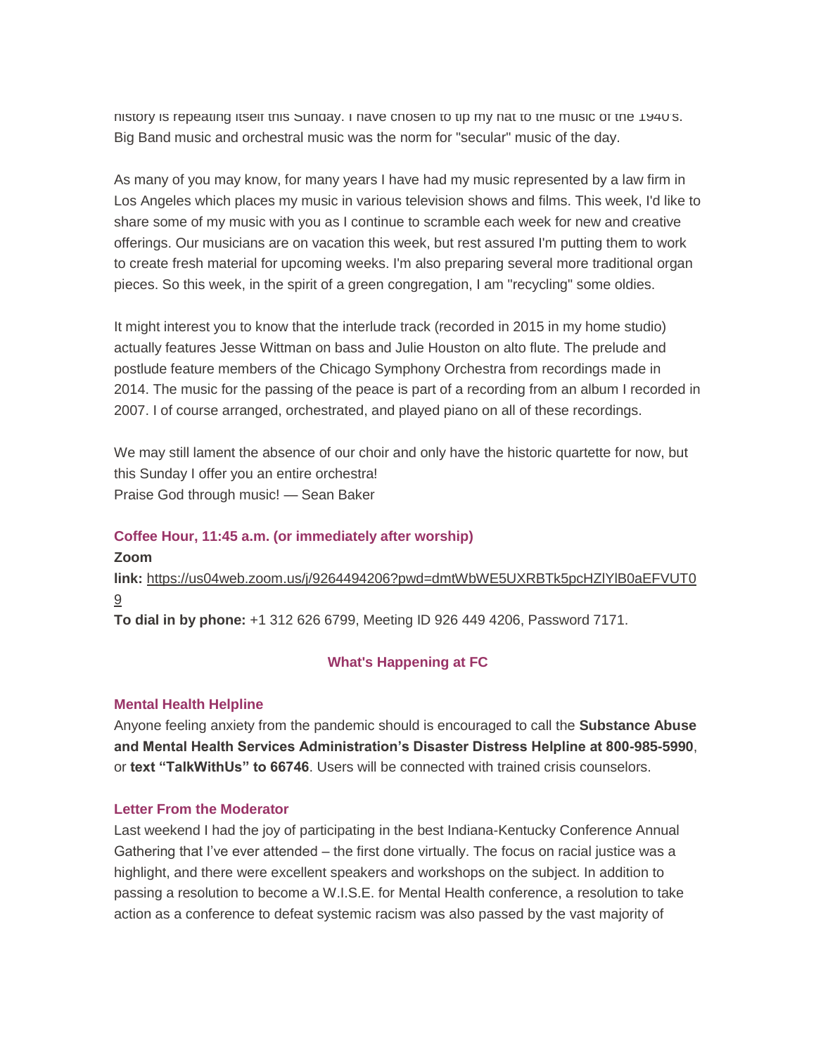history is repeating itself this Sunday. I have chosen to tip my hat to the music of the 1940's. Big Band music and orchestral music was the norm for "secular" music of the day.

As many of you may know, for many years I have had my music represented by a law firm in Los Angeles which places my music in various television shows and films. This week, I'd like to share some of my music with you as I continue to scramble each week for new and creative offerings. Our musicians are on vacation this week, but rest assured I'm putting them to work to create fresh material for upcoming weeks. I'm also preparing several more traditional organ pieces. So this week, in the spirit of a green congregation, I am "recycling" some oldies.

It might interest you to know that the interlude track (recorded in 2015 in my home studio) actually features Jesse Wittman on bass and Julie Houston on alto flute. The prelude and postlude feature members of the Chicago Symphony Orchestra from recordings made in 2014. The music for the passing of the peace is part of a recording from an album I recorded in 2007. I of course arranged, orchestrated, and played piano on all of these recordings.

We may still lament the absence of our choir and only have the historic quartette for now, but this Sunday I offer you an entire orchestra!
Praise God through music! — Sean Baker

### Coffee Hour, 11:45 a.m. (or immediately after worship)

**Zoom link:** https://us04web.zoom.us/j/9264494206?pwd=dmtWbWE5UXRBTk5pcHZlYlB0aEFVUT09
**To dial in by phone:** +1 312 626 6799, Meeting ID 926 449 4206, Password 7171.

## What's Happening at FC

### Mental Health Helpline

Anyone feeling anxiety from the pandemic should is encouraged to call the **Substance Abuse and Mental Health Services Administration's Disaster Distress Helpline at 800-985-5990**, or **text "TalkWithUs" to 66746**. Users will be connected with trained crisis counselors.

### Letter From the Moderator

Last weekend I had the joy of participating in the best Indiana-Kentucky Conference Annual Gathering that I've ever attended – the first done virtually. The focus on racial justice was a highlight, and there were excellent speakers and workshops on the subject. In addition to passing a resolution to become a W.I.S.E. for Mental Health conference, a resolution to take action as a conference to defeat systemic racism was also passed by the vast majority of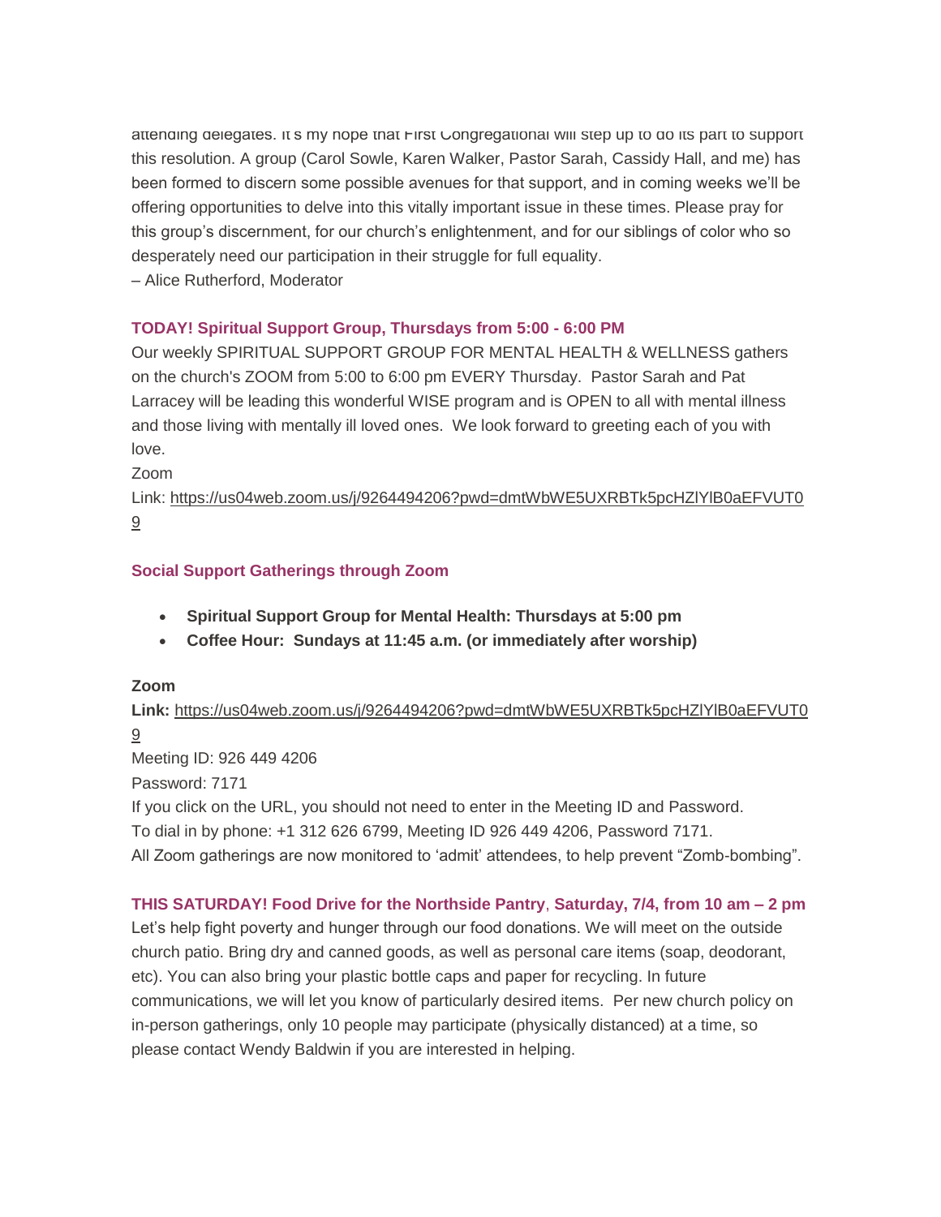attending delegates. It's my hope that First Congregational will step up to do its part to support this resolution. A group (Carol Sowle, Karen Walker, Pastor Sarah, Cassidy Hall, and me) has been formed to discern some possible avenues for that support, and in coming weeks we'll be offering opportunities to delve into this vitally important issue in these times. Please pray for this group's discernment, for our church's enlightenment, and for our siblings of color who so desperately need our participation in their struggle for full equality.
– Alice Rutherford, Moderator

### TODAY! Spiritual Support Group, Thursdays from 5:00 - 6:00 PM

Our weekly SPIRITUAL SUPPORT GROUP FOR MENTAL HEALTH & WELLNESS gathers on the church's ZOOM from 5:00 to 6:00 pm EVERY Thursday. Pastor Sarah and Pat Larracey will be leading this wonderful WISE program and is OPEN to all with mental illness and those living with mentally ill loved ones. We look forward to greeting each of you with love.

Zoom
Link: https://us04web.zoom.us/j/9264494206?pwd=dmtWbWE5UXRBTk5pcHZlYlB0aEFVUT09

### Social Support Gatherings through Zoom

- **Spiritual Support Group for Mental Health: Thursdays at 5:00 pm**
- **Coffee Hour: Sundays at 11:45 a.m. (or immediately after worship)**

**Zoom**
**Link:** https://us04web.zoom.us/j/9264494206?pwd=dmtWbWE5UXRBTk5pcHZlYlB0aEFVUT09
Meeting ID: 926 449 4206
Password: 7171
If you click on the URL, you should not need to enter in the Meeting ID and Password.
To dial in by phone: +1 312 626 6799, Meeting ID 926 449 4206, Password 7171.
All Zoom gatherings are now monitored to 'admit' attendees, to help prevent "Zomb-bombing".

### THIS SATURDAY! Food Drive for the Northside Pantry, Saturday, 7/4, from 10 am – 2 pm

Let's help fight poverty and hunger through our food donations. We will meet on the outside church patio. Bring dry and canned goods, as well as personal care items (soap, deodorant, etc). You can also bring your plastic bottle caps and paper for recycling. In future communications, we will let you know of particularly desired items. Per new church policy on in-person gatherings, only 10 people may participate (physically distanced) at a time, so please contact Wendy Baldwin if you are interested in helping.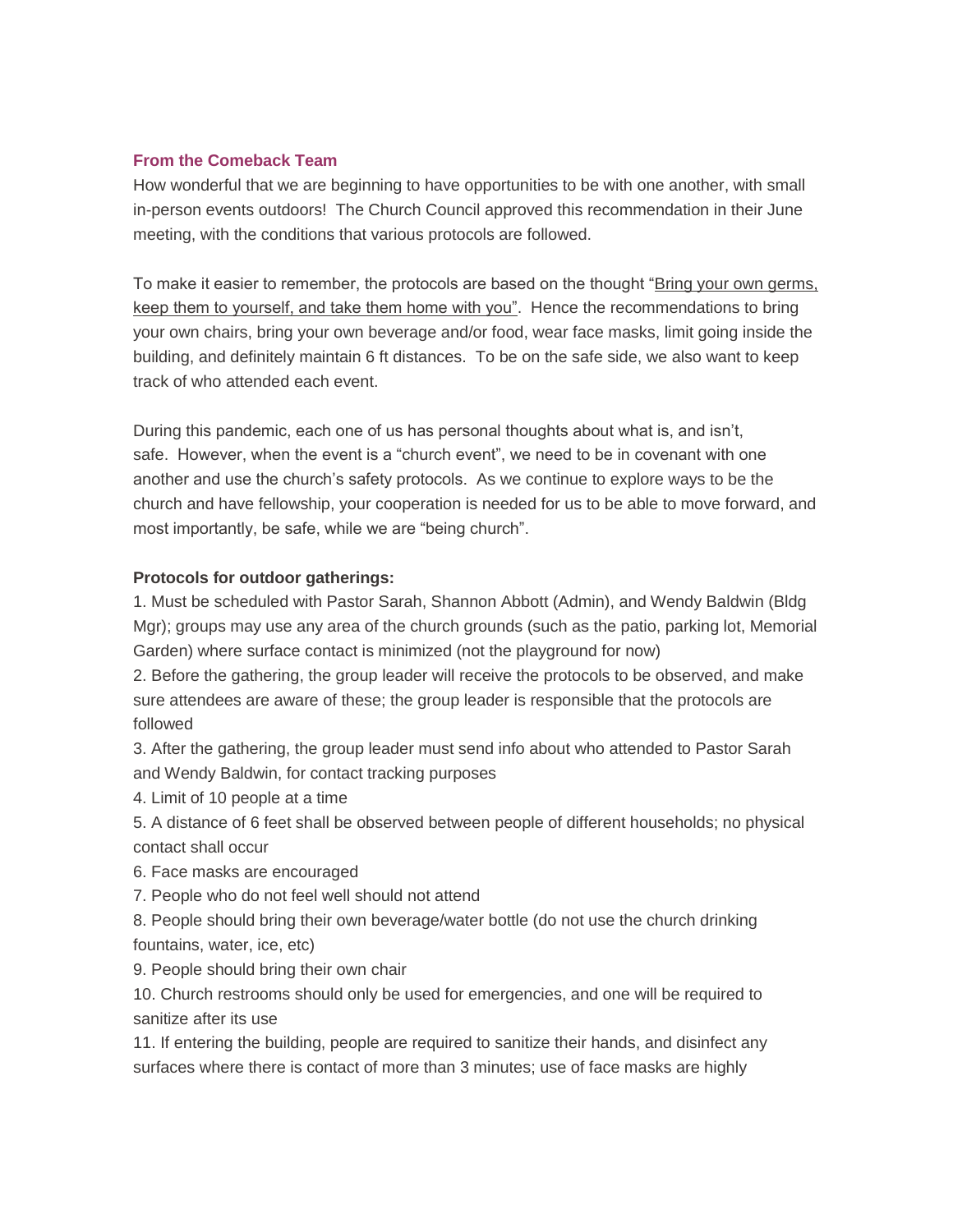### From the Comeback Team

How wonderful that we are beginning to have opportunities to be with one another, with small in-person events outdoors! The Church Council approved this recommendation in their June meeting, with the conditions that various protocols are followed.

To make it easier to remember, the protocols are based on the thought "Bring your own germs, keep them to yourself, and take them home with you". Hence the recommendations to bring your own chairs, bring your own beverage and/or food, wear face masks, limit going inside the building, and definitely maintain 6 ft distances. To be on the safe side, we also want to keep track of who attended each event.

During this pandemic, each one of us has personal thoughts about what is, and isn't, safe. However, when the event is a "church event", we need to be in covenant with one another and use the church's safety protocols. As we continue to explore ways to be the church and have fellowship, your cooperation is needed for us to be able to move forward, and most importantly, be safe, while we are "being church".

**Protocols for outdoor gatherings:**

1. Must be scheduled with Pastor Sarah, Shannon Abbott (Admin), and Wendy Baldwin (Bldg Mgr); groups may use any area of the church grounds (such as the patio, parking lot, Memorial Garden) where surface contact is minimized (not the playground for now)
2. Before the gathering, the group leader will receive the protocols to be observed, and make sure attendees are aware of these; the group leader is responsible that the protocols are followed
3. After the gathering, the group leader must send info about who attended to Pastor Sarah and Wendy Baldwin, for contact tracking purposes
4. Limit of 10 people at a time
5. A distance of 6 feet shall be observed between people of different households; no physical contact shall occur
6. Face masks are encouraged
7. People who do not feel well should not attend
8. People should bring their own beverage/water bottle (do not use the church drinking fountains, water, ice, etc)
9. People should bring their own chair
10. Church restrooms should only be used for emergencies, and one will be required to sanitize after its use
11. If entering the building, people are required to sanitize their hands, and disinfect any surfaces where there is contact of more than 3 minutes; use of face masks are highly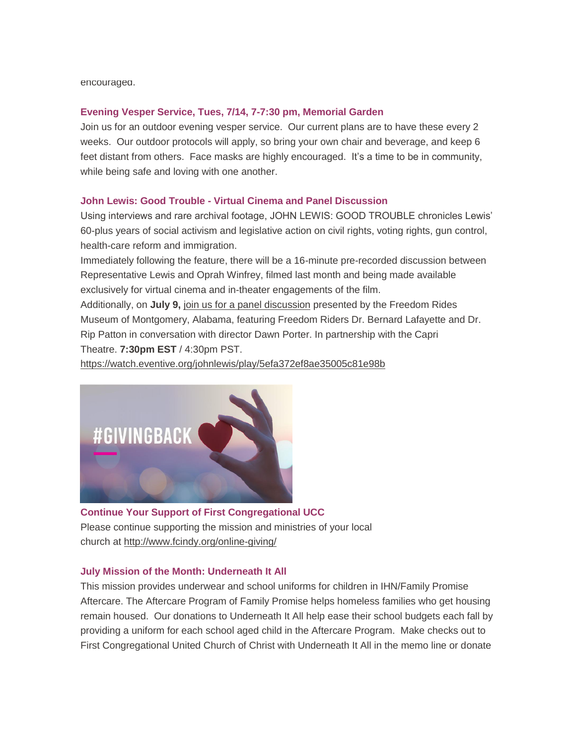encouraged.

### Evening Vesper Service, Tues, 7/14, 7-7:30 pm, Memorial Garden

Join us for an outdoor evening vesper service.  Our current plans are to have these every 2 weeks.  Our outdoor protocols will apply, so bring your own chair and beverage, and keep 6 feet distant from others.  Face masks are highly encouraged.  It's a time to be in community, while being safe and loving with one another.

### John Lewis: Good Trouble - Virtual Cinema and Panel Discussion

Using interviews and rare archival footage, JOHN LEWIS: GOOD TROUBLE chronicles Lewis' 60-plus years of social activism and legislative action on civil rights, voting rights, gun control, health-care reform and immigration.

Immediately following the feature, there will be a 16-minute pre-recorded discussion between Representative Lewis and Oprah Winfrey, filmed last month and being made available exclusively for virtual cinema and in-theater engagements of the film.

Additionally, on **July 9,** join us for a panel discussion presented by the Freedom Rides Museum of Montgomery, Alabama, featuring Freedom Riders Dr. Bernard Lafayette and Dr. Rip Patton in conversation with director Dawn Porter. In partnership with the Capri Theatre. **7:30pm EST** / 4:30pm PST.

https://watch.eventive.org/johnlewis/play/5efa372ef8ae35005c81e98b

#GIVINGBACK

### Continue Your Support of First Congregational UCC

Please continue supporting the mission and ministries of your local church at http://www.fcindy.org/online-giving/

### July Mission of the Month: Underneath It All

This mission provides underwear and school uniforms for children in IHN/Family Promise Aftercare. The Aftercare Program of Family Promise helps homeless families who get housing remain housed.  Our donations to Underneath It All help ease their school budgets each fall by providing a uniform for each school aged child in the Aftercare Program.  Make checks out to First Congregational United Church of Christ with Underneath It All in the memo line or donate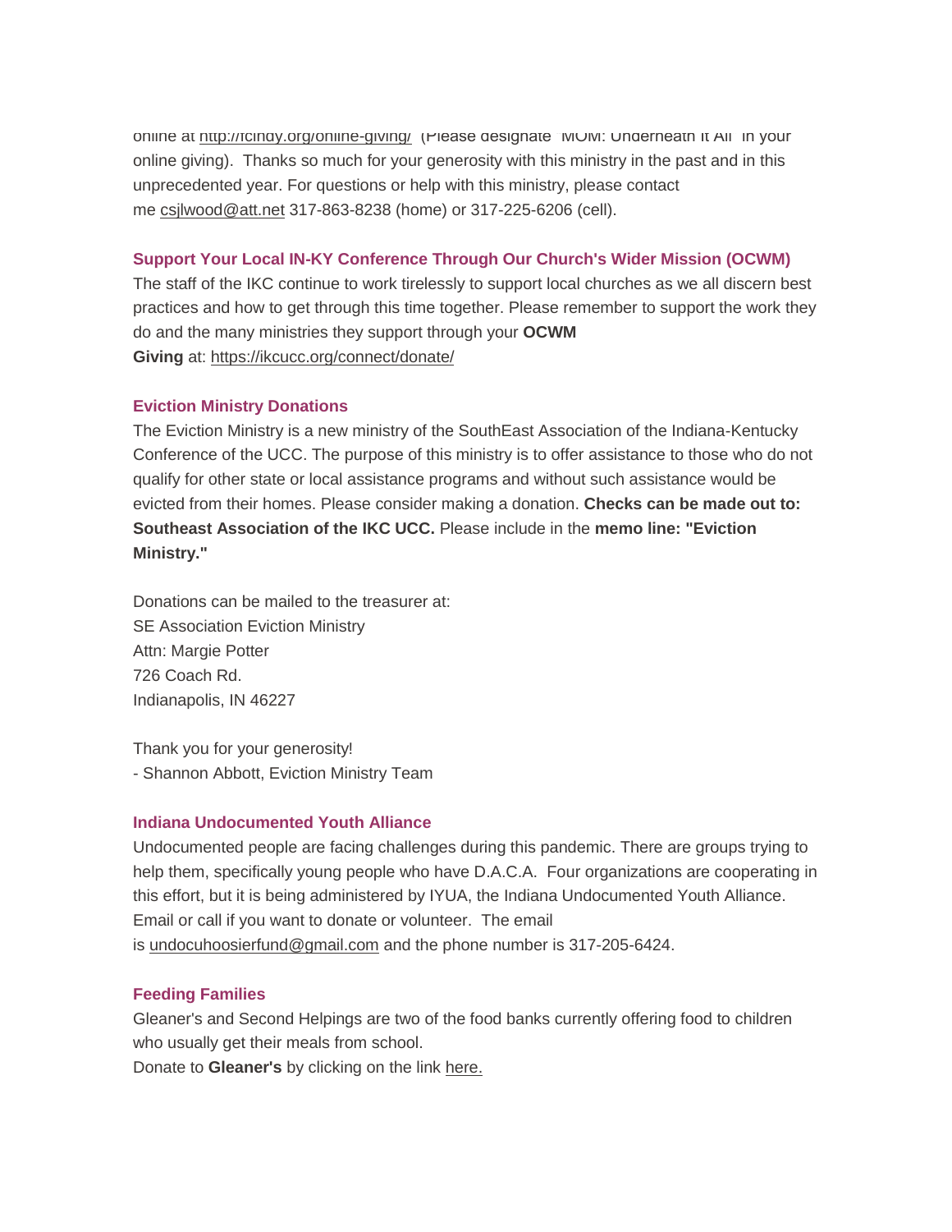online at http://fcindy.org/online-giving/ (Please designate "MOM: Underneath It All" in your online giving).  Thanks so much for your generosity with this ministry in the past and in this unprecedented year. For questions or help with this ministry, please contact me csjlwood@att.net 317-863-8238 (home) or 317-225-6206 (cell).

### Support Your Local IN-KY Conference Through Our Church's Wider Mission (OCWM)

The staff of the IKC continue to work tirelessly to support local churches as we all discern best practices and how to get through this time together. Please remember to support the work they do and the many ministries they support through your **OCWM Giving** at: https://ikcucc.org/connect/donate/

### Eviction Ministry Donations

The Eviction Ministry is a new ministry of the SouthEast Association of the Indiana-Kentucky Conference of the UCC. The purpose of this ministry is to offer assistance to those who do not qualify for other state or local assistance programs and without such assistance would be evicted from their homes. Please consider making a donation. **Checks can be made out to: Southeast Association of the IKC UCC.** Please include in the **memo line: "Eviction Ministry."**

Donations can be mailed to the treasurer at:
SE Association Eviction Ministry
Attn: Margie Potter
726 Coach Rd.
Indianapolis, IN 46227

Thank you for your generosity!
- Shannon Abbott, Eviction Ministry Team

### Indiana Undocumented Youth Alliance

Undocumented people are facing challenges during this pandemic. There are groups trying to help them, specifically young people who have D.A.C.A.  Four organizations are cooperating in this effort, but it is being administered by IYUA, the Indiana Undocumented Youth Alliance. Email or call if you want to donate or volunteer.  The email is undocuhoosierfund@gmail.com and the phone number is 317-205-6424.

### Feeding Families

Gleaner's and Second Helpings are two of the food banks currently offering food to children who usually get their meals from school.
Donate to **Gleaner's** by clicking on the link here.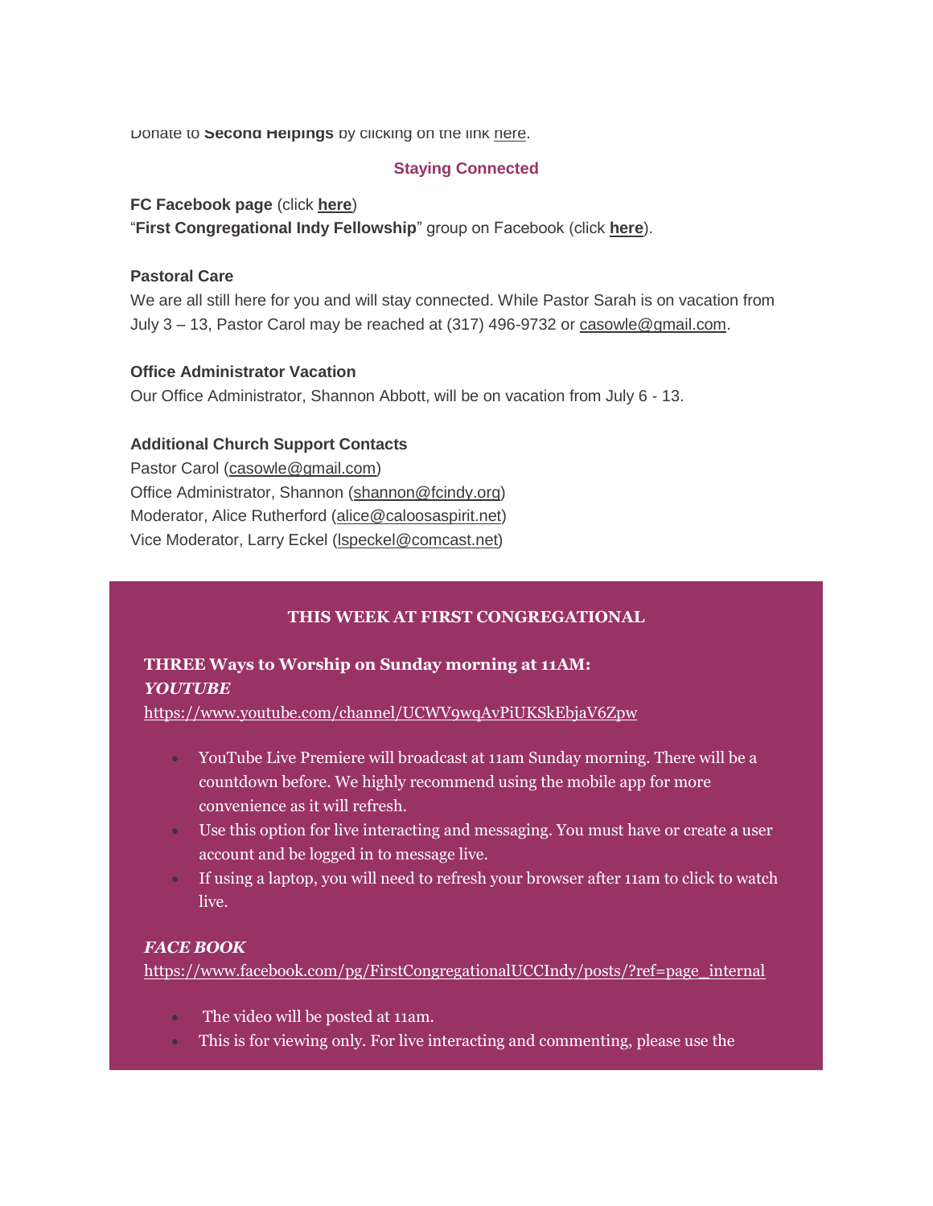Donate to **Second Helpings** by clicking on the link here.

## Staying Connected

**FC Facebook page** (click **here**)
"**First Congregational Indy Fellowship**" group on Facebook (click **here**).

**Pastoral Care**
We are all still here for you and will stay connected. While Pastor Sarah is on vacation from July 3 – 13, Pastor Carol may be reached at (317) 496-9732 or casowle@gmail.com.

**Office Administrator Vacation**
Our Office Administrator, Shannon Abbott, will be on vacation from July 6 - 13.

**Additional Church Support Contacts**
Pastor Carol (casowle@gmail.com)
Office Administrator, Shannon (shannon@fcindy.org)
Moderator, Alice Rutherford (alice@caloosaspirit.net)
Vice Moderator, Larry Eckel (lspeckel@comcast.net)

## THIS WEEK AT FIRST CONGREGATIONAL

**THREE Ways to Worship on Sunday morning at 11AM:**
***YOUTUBE***
https://www.youtube.com/channel/UCWV9wqAvPiUKSkEbjaV6Zpw

- YouTube Live Premiere will broadcast at 11am Sunday morning. There will be a countdown before. We highly recommend using the mobile app for more convenience as it will refresh.
- Use this option for live interacting and messaging. You must have or create a user account and be logged in to message live.
- If using a laptop, you will need to refresh your browser after 11am to click to watch live.

***FACE BOOK***
https://www.facebook.com/pg/FirstCongregationalUCCIndy/posts/?ref=page_internal

- The video will be posted at 11am.
- This is for viewing only. For live interacting and commenting, please use the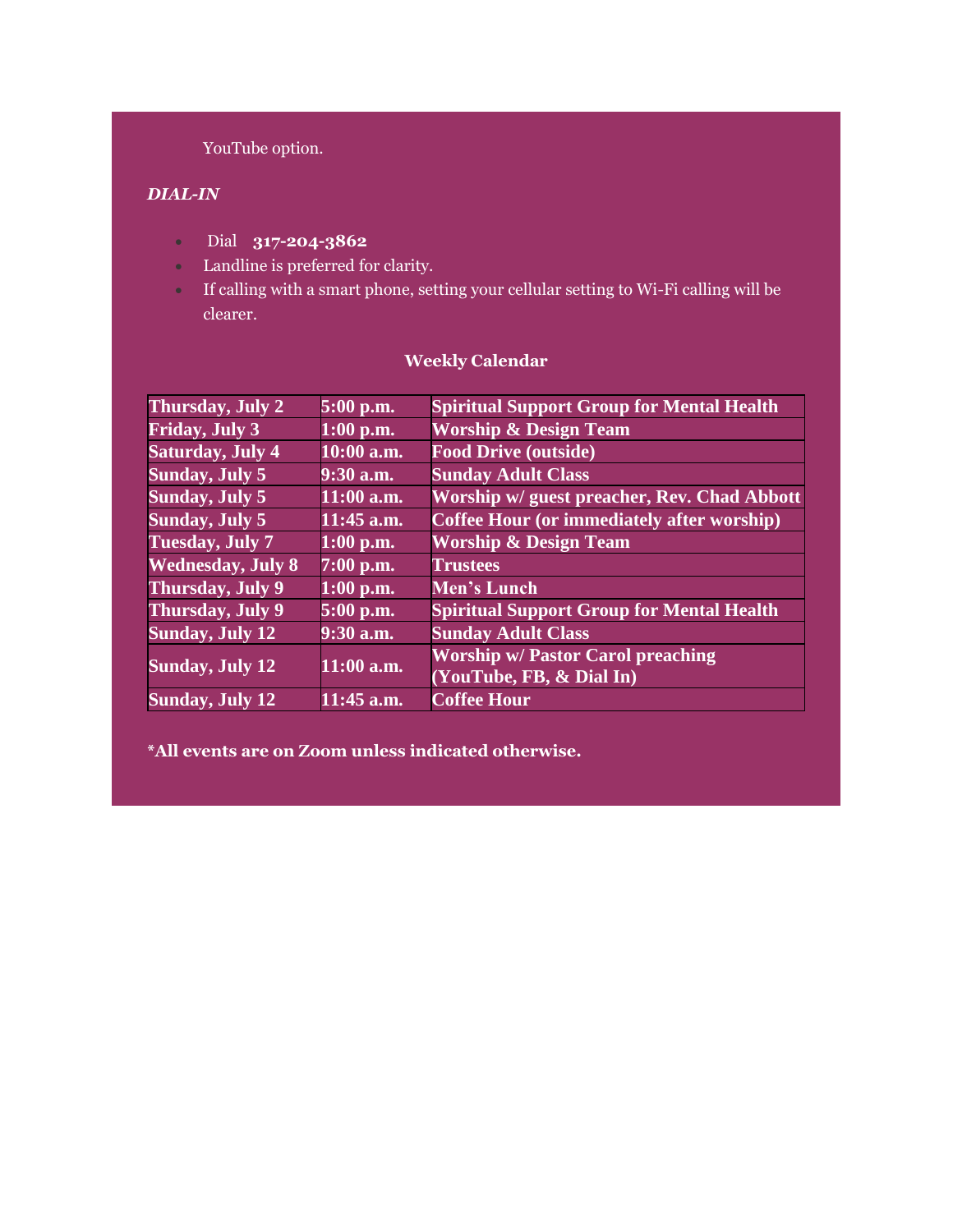YouTube option.

***DIAL-IN***

- Dial **317-204-3862**
- Landline is preferred for clarity.
- If calling with a smart phone, setting your cellular setting to Wi-Fi calling will be clearer.

**Weekly Calendar**

| | | |
|---|---|---|
| **Thursday, July 2** | **5:00 p.m.** | **Spiritual Support Group for Mental Health** |
| **Friday, July 3** | **1:00 p.m.** | **Worship & Design Team** |
| **Saturday, July 4** | **10:00 a.m.** | **Food Drive (outside)** |
| **Sunday, July 5** | **9:30 a.m.** | **Sunday Adult Class** |
| **Sunday, July 5** | **11:00 a.m.** | **Worship w/ guest preacher, Rev. Chad Abbott** |
| **Sunday, July 5** | **11:45 a.m.** | **Coffee Hour (or immediately after worship)** |
| **Tuesday, July 7** | **1:00 p.m.** | **Worship & Design Team** |
| **Wednesday, July 8** | **7:00 p.m.** | **Trustees** |
| **Thursday, July 9** | **1:00 p.m.** | **Men's Lunch** |
| **Thursday, July 9** | **5:00 p.m.** | **Spiritual Support Group for Mental Health** |
| **Sunday, July 12** | **9:30 a.m.** | **Sunday Adult Class** |
| **Sunday, July 12** | **11:00 a.m.** | **Worship w/ Pastor Carol preaching (YouTube, FB, & Dial In)** |
| **Sunday, July 12** | **11:45 a.m.** | **Coffee Hour** |

***All events are on Zoom unless indicated otherwise.**